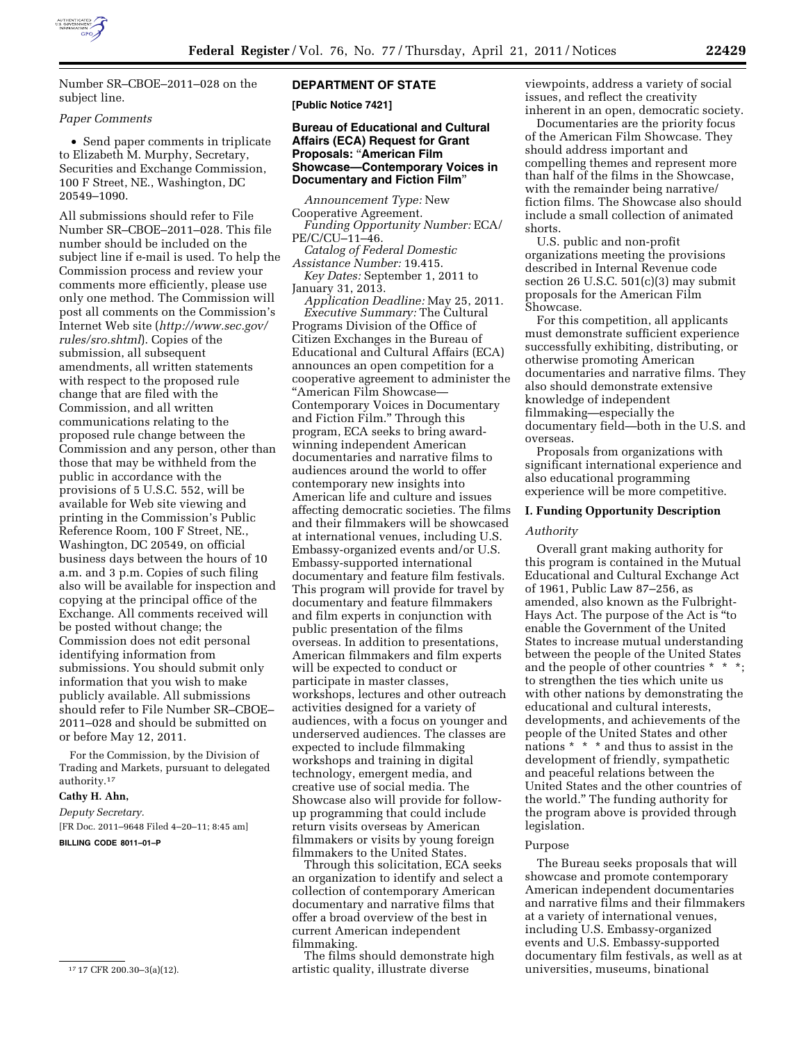Number SR–CBOE–2011–028 on the subject line.

*Paper Comments*

- Send paper comments in triplicate to Elizabeth M. Murphy, Secretary, Securities and Exchange Commission, 100 F Street, NE., Washington, DC 20549–1090.

All submissions should refer to File Number SR–CBOE–2011–028. This file number should be included on the subject line if e-mail is used. To help the Commission process and review your comments more efficiently, please use only one method. The Commission will post all comments on the Commission's Internet Web site (*http://www.sec.gov/rules/sro.shtml*). Copies of the submission, all subsequent amendments, all written statements with respect to the proposed rule change that are filed with the Commission, and all written communications relating to the proposed rule change between the Commission and any person, other than those that may be withheld from the public in accordance with the provisions of 5 U.S.C. 552, will be available for Web site viewing and printing in the Commission's Public Reference Room, 100 F Street, NE., Washington, DC 20549, on official business days between the hours of 10 a.m. and 3 p.m. Copies of such filing also will be available for inspection and copying at the principal office of the Exchange. All comments received will be posted without change; the Commission does not edit personal identifying information from submissions. You should submit only information that you wish to make publicly available. All submissions should refer to File Number SR–CBOE–2011–028 and should be submitted on or before May 12, 2011.

For the Commission, by the Division of Trading and Markets, pursuant to delegated authority.[17]

**Cathy H. Ahn,**

*Deputy Secretary.*

[FR Doc. 2011–9648 Filed 4–20–11; 8:45 am]

**BILLING CODE 8011–01–P**

[17] 17 CFR 200.30–3(a)(12).

## DEPARTMENT OF STATE

**[Public Notice 7421]**

### Bureau of Educational and Cultural Affairs (ECA) Request for Grant Proposals: "American Film Showcase—Contemporary Voices in Documentary and Fiction Film"

*Announcement Type:* New Cooperative Agreement.

*Funding Opportunity Number:* ECA/PE/C/CU–11–46.

*Catalog of Federal Domestic Assistance Number:* 19.415.

*Key Dates:* September 1, 2011 to January 31, 2013.

*Application Deadline:* May 25, 2011.

*Executive Summary:* The Cultural Programs Division of the Office of Citizen Exchanges in the Bureau of Educational and Cultural Affairs (ECA) announces an open competition for a cooperative agreement to administer the "American Film Showcase—Contemporary Voices in Documentary and Fiction Film." Through this program, ECA seeks to bring award-winning independent American documentaries and narrative films to audiences around the world to offer contemporary new insights into American life and culture and issues affecting democratic societies. The films and their filmmakers will be showcased at international venues, including U.S. Embassy-organized events and/or U.S. Embassy-supported international documentary and feature film festivals. This program will provide for travel by documentary and feature filmmakers and film experts in conjunction with public presentation of the films overseas. In addition to presentations, American filmmakers and film experts will be expected to conduct or participate in master classes, workshops, lectures and other outreach activities designed for a variety of audiences, with a focus on younger and underserved audiences. The classes are expected to include filmmaking workshops and training in digital technology, emergent media, and creative use of social media. The Showcase also will provide for follow-up programming that could include return visits overseas by American filmmakers or visits by young foreign filmmakers to the United States.

Through this solicitation, ECA seeks an organization to identify and select a collection of contemporary American documentary and narrative films that offer a broad overview of the best in current American independent filmmaking.

The films should demonstrate high artistic quality, illustrate diverse viewpoints, address a variety of social issues, and reflect the creativity inherent in an open, democratic society.

Documentaries are the priority focus of the American Film Showcase. They should address important and compelling themes and represent more than half of the films in the Showcase, with the remainder being narrative/fiction films. The Showcase also should include a small collection of animated shorts.

U.S. public and non-profit organizations meeting the provisions described in Internal Revenue code section 26 U.S.C. 501(c)(3) may submit proposals for the American Film Showcase.

For this competition, all applicants must demonstrate sufficient experience successfully exhibiting, distributing, or otherwise promoting American documentaries and narrative films. They also should demonstrate extensive knowledge of independent filmmaking—especially the documentary field—both in the U.S. and overseas.

Proposals from organizations with significant international experience and also educational programming experience will be more competitive.

#### I. Funding Opportunity Description

*Authority*

Overall grant making authority for this program is contained in the Mutual Educational and Cultural Exchange Act of 1961, Public Law 87–256, as amended, also known as the Fulbright-Hays Act. The purpose of the Act is "to enable the Government of the United States to increase mutual understanding between the people of the United States and the people of other countries * * *; to strengthen the ties which unite us with other nations by demonstrating the educational and cultural interests, developments, and achievements of the people of the United States and other nations * * * and thus to assist in the development of friendly, sympathetic and peaceful relations between the United States and the other countries of the world." The funding authority for the program above is provided through legislation.

Purpose

The Bureau seeks proposals that will showcase and promote contemporary American independent documentaries and narrative films and their filmmakers at a variety of international venues, including U.S. Embassy-organized events and U.S. Embassy-supported documentary film festivals, as well as at universities, museums, binational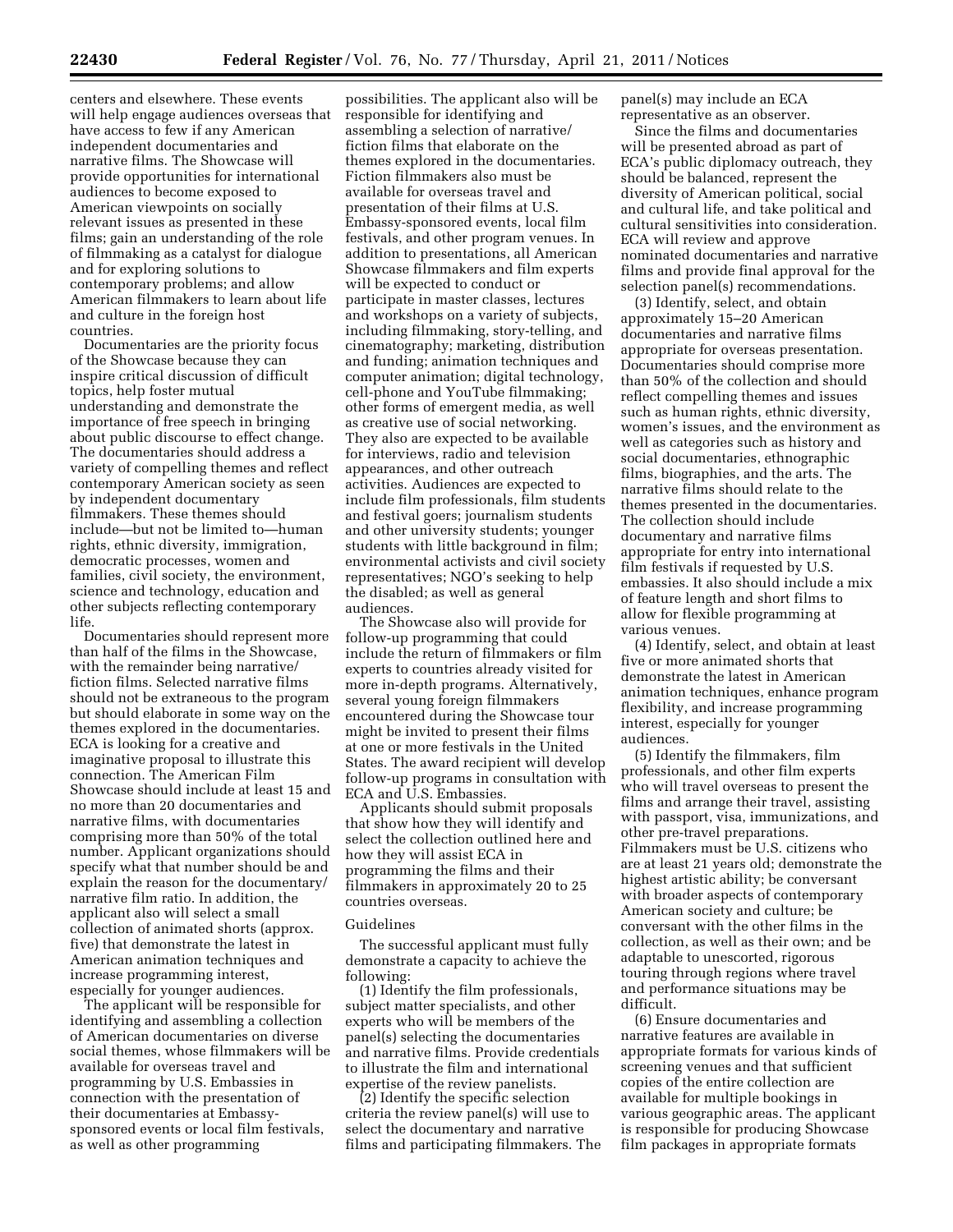centers and elsewhere. These events will help engage audiences overseas that have access to few if any American independent documentaries and narrative films. The Showcase will provide opportunities for international audiences to become exposed to American viewpoints on socially relevant issues as presented in these films; gain an understanding of the role of filmmaking as a catalyst for dialogue and for exploring solutions to contemporary problems; and allow American filmmakers to learn about life and culture in the foreign host countries.

Documentaries are the priority focus of the Showcase because they can inspire critical discussion of difficult topics, help foster mutual understanding and demonstrate the importance of free speech in bringing about public discourse to effect change. The documentaries should address a variety of compelling themes and reflect contemporary American society as seen by independent documentary filmmakers. These themes should include—but not be limited to—human rights, ethnic diversity, immigration, democratic processes, women and families, civil society, the environment, science and technology, education and other subjects reflecting contemporary life.

Documentaries should represent more than half of the films in the Showcase, with the remainder being narrative/fiction films. Selected narrative films should not be extraneous to the program but should elaborate in some way on the themes explored in the documentaries. ECA is looking for a creative and imaginative proposal to illustrate this connection. The American Film Showcase should include at least 15 and no more than 20 documentaries and narrative films, with documentaries comprising more than 50% of the total number. Applicant organizations should specify what that number should be and explain the reason for the documentary/narrative film ratio. In addition, the applicant also will select a small collection of animated shorts (approx. five) that demonstrate the latest in American animation techniques and increase programming interest, especially for younger audiences.

The applicant will be responsible for identifying and assembling a collection of American documentaries on diverse social themes, whose filmmakers will be available for overseas travel and programming by U.S. Embassies in connection with the presentation of their documentaries at Embassy-sponsored events or local film festivals, as well as other programming possibilities. The applicant also will be responsible for identifying and assembling a selection of narrative/fiction films that elaborate on the themes explored in the documentaries. Fiction filmmakers also must be available for overseas travel and presentation of their films at U.S. Embassy-sponsored events, local film festivals, and other program venues. In addition to presentations, all American Showcase filmmakers and film experts will be expected to conduct or participate in master classes, lectures and workshops on a variety of subjects, including filmmaking, story-telling, and cinematography; marketing, distribution and funding; animation techniques and computer animation; digital technology, cell-phone and YouTube filmmaking; other forms of emergent media, as well as creative use of social networking. They also are expected to be available for interviews, radio and television appearances, and other outreach activities. Audiences are expected to include film professionals, film students and festival goers; journalism students and other university students; younger students with little background in film; environmental activists and civil society representatives; NGO's seeking to help the disabled; as well as general audiences.

The Showcase also will provide for follow-up programming that could include the return of filmmakers or film experts to countries already visited for more in-depth programs. Alternatively, several young foreign filmmakers encountered during the Showcase tour might be invited to present their films at one or more festivals in the United States. The award recipient will develop follow-up programs in consultation with ECA and U.S. Embassies.

Applicants should submit proposals that show how they will identify and select the collection outlined here and how they will assist ECA in programming the films and their filmmakers in approximately 20 to 25 countries overseas.

Guidelines

The successful applicant must fully demonstrate a capacity to achieve the following:

(1) Identify the film professionals, subject matter specialists, and other experts who will be members of the panel(s) selecting the documentaries and narrative films. Provide credentials to illustrate the film and international expertise of the review panelists.

(2) Identify the specific selection criteria the review panel(s) will use to select the documentary and narrative films and participating filmmakers. The panel(s) may include an ECA representative as an observer.

Since the films and documentaries will be presented abroad as part of ECA's public diplomacy outreach, they should be balanced, represent the diversity of American political, social and cultural life, and take political and cultural sensitivities into consideration. ECA will review and approve nominated documentaries and narrative films and provide final approval for the selection panel(s) recommendations.

(3) Identify, select, and obtain approximately 15–20 American documentaries and narrative films appropriate for overseas presentation. Documentaries should comprise more than 50% of the collection and should reflect compelling themes and issues such as human rights, ethnic diversity, women's issues, and the environment as well as categories such as history and social documentaries, ethnographic films, biographies, and the arts. The narrative films should relate to the themes presented in the documentaries. The collection should include documentary and narrative films appropriate for entry into international film festivals if requested by U.S. embassies. It also should include a mix of feature length and short films to allow for flexible programming at various venues.

(4) Identify, select, and obtain at least five or more animated shorts that demonstrate the latest in American animation techniques, enhance program flexibility, and increase programming interest, especially for younger audiences.

(5) Identify the filmmakers, film professionals, and other film experts who will travel overseas to present the films and arrange their travel, assisting with passport, visa, immunizations, and other pre-travel preparations. Filmmakers must be U.S. citizens who are at least 21 years old; demonstrate the highest artistic ability; be conversant with broader aspects of contemporary American society and culture; be conversant with the other films in the collection, as well as their own; and be adaptable to unescorted, rigorous touring through regions where travel and performance situations may be difficult.

(6) Ensure documentaries and narrative features are available in appropriate formats for various kinds of screening venues and that sufficient copies of the entire collection are available for multiple bookings in various geographic areas. The applicant is responsible for producing Showcase film packages in appropriate formats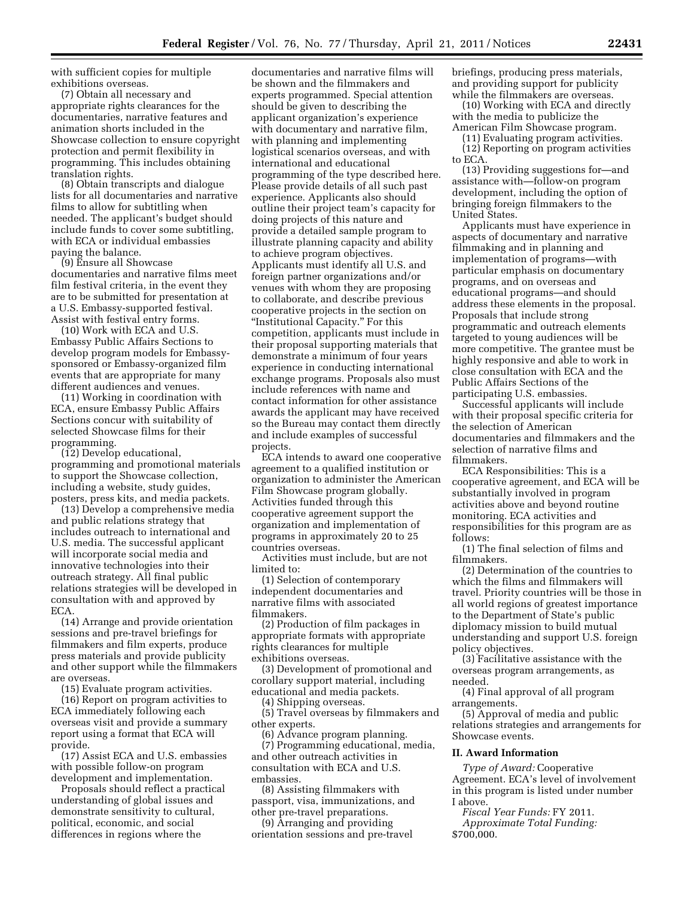with sufficient copies for multiple exhibitions overseas.

(7) Obtain all necessary and appropriate rights clearances for the documentaries, narrative features and animation shorts included in the Showcase collection to ensure copyright protection and permit flexibility in programming. This includes obtaining translation rights.

(8) Obtain transcripts and dialogue lists for all documentaries and narrative films to allow for subtitling when needed. The applicant's budget should include funds to cover some subtitling, with ECA or individual embassies paying the balance.

(9) Ensure all Showcase documentaries and narrative films meet film festival criteria, in the event they are to be submitted for presentation at a U.S. Embassy-supported festival. Assist with festival entry forms.

(10) Work with ECA and U.S. Embassy Public Affairs Sections to develop program models for Embassy-sponsored or Embassy-organized film events that are appropriate for many different audiences and venues.

(11) Working in coordination with ECA, ensure Embassy Public Affairs Sections concur with suitability of selected Showcase films for their programming.

(12) Develop educational, programming and promotional materials to support the Showcase collection, including a website, study guides, posters, press kits, and media packets.

(13) Develop a comprehensive media and public relations strategy that includes outreach to international and U.S. media. The successful applicant will incorporate social media and innovative technologies into their outreach strategy. All final public relations strategies will be developed in consultation with and approved by ECA.

(14) Arrange and provide orientation sessions and pre-travel briefings for filmmakers and film experts, produce press materials and provide publicity and other support while the filmmakers are overseas.

(15) Evaluate program activities.

(16) Report on program activities to ECA immediately following each overseas visit and provide a summary report using a format that ECA will provide.

(17) Assist ECA and U.S. embassies with possible follow-on program development and implementation.

Proposals should reflect a practical understanding of global issues and demonstrate sensitivity to cultural, political, economic, and social differences in regions where the documentaries and narrative films will be shown and the filmmakers and experts programmed. Special attention should be given to describing the applicant organization's experience with documentary and narrative film, with planning and implementing logistical scenarios overseas, and with international and educational programming of the type described here. Please provide details of all such past experience. Applicants also should outline their project team's capacity for doing projects of this nature and provide a detailed sample program to illustrate planning capacity and ability to achieve program objectives. Applicants must identify all U.S. and foreign partner organizations and/or venues with whom they are proposing to collaborate, and describe previous cooperative projects in the section on "Institutional Capacity." For this competition, applicants must include in their proposal supporting materials that demonstrate a minimum of four years experience in conducting international exchange programs. Proposals also must include references with name and contact information for other assistance awards the applicant may have received so the Bureau may contact them directly and include examples of successful projects.

ECA intends to award one cooperative agreement to a qualified institution or organization to administer the American Film Showcase program globally. Activities funded through this cooperative agreement support the organization and implementation of programs in approximately 20 to 25 countries overseas.

Activities must include, but are not limited to:

(1) Selection of contemporary independent documentaries and narrative films with associated filmmakers.

(2) Production of film packages in appropriate formats with appropriate rights clearances for multiple exhibitions overseas.

(3) Development of promotional and corollary support material, including educational and media packets.

(4) Shipping overseas.

(5) Travel overseas by filmmakers and other experts.

(6) Advance program planning.

(7) Programming educational, media, and other outreach activities in consultation with ECA and U.S. embassies.

(8) Assisting filmmakers with passport, visa, immunizations, and other pre-travel preparations.

(9) Arranging and providing orientation sessions and pre-travel briefings, producing press materials, and providing support for publicity while the filmmakers are overseas.

(10) Working with ECA and directly with the media to publicize the American Film Showcase program.

(11) Evaluating program activities.

(12) Reporting on program activities to ECA.

(13) Providing suggestions for—and assistance with—follow-on program development, including the option of bringing foreign filmmakers to the United States.

Applicants must have experience in aspects of documentary and narrative filmmaking and in planning and implementation of programs—with particular emphasis on documentary programs, and on overseas and educational programs—and should address these elements in the proposal. Proposals that include strong programmatic and outreach elements targeted to young audiences will be more competitive. The grantee must be highly responsive and able to work in close consultation with ECA and the Public Affairs Sections of the participating U.S. embassies.

Successful applicants will include with their proposal specific criteria for the selection of American documentaries and filmmakers and the selection of narrative films and filmmakers.

ECA Responsibilities: This is a cooperative agreement, and ECA will be substantially involved in program activities above and beyond routine monitoring. ECA activities and responsibilities for this program are as follows:

(1) The final selection of films and filmmakers.

(2) Determination of the countries to which the films and filmmakers will travel. Priority countries will be those in all world regions of greatest importance to the Department of State's public diplomacy mission to build mutual understanding and support U.S. foreign policy objectives.

(3) Facilitative assistance with the overseas program arrangements, as needed.

(4) Final approval of all program arrangements.

(5) Approval of media and public relations strategies and arrangements for Showcase events.

## II. Award Information

*Type of Award:* Cooperative Agreement. ECA's level of involvement in this program is listed under number I above.

*Fiscal Year Funds:* FY 2011.

*Approximate Total Funding:* \$700,000.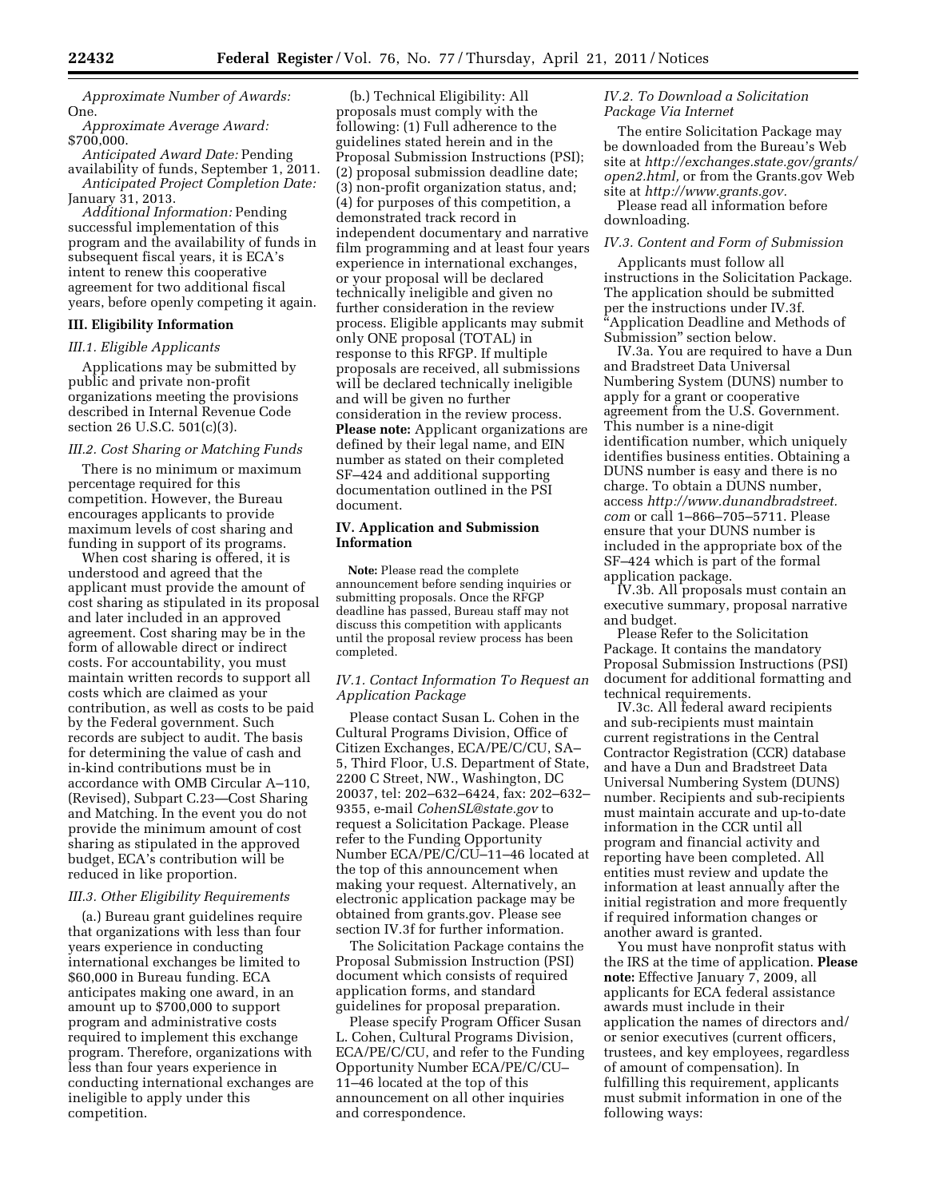*Approximate Number of Awards:* One.

*Approximate Average Award:* $700,000.

*Anticipated Award Date:* Pending availability of funds, September 1, 2011.

*Anticipated Project Completion Date:* January 31, 2013.

*Additional Information:* Pending successful implementation of this program and the availability of funds in subsequent fiscal years, it is ECA's intent to renew this cooperative agreement for two additional fiscal years, before openly competing it again.

## III. Eligibility Information

### *III.1. Eligible Applicants*

Applications may be submitted by public and private non-profit organizations meeting the provisions described in Internal Revenue Code section 26 U.S.C. 501(c)(3).

### *III.2. Cost Sharing or Matching Funds*

There is no minimum or maximum percentage required for this competition. However, the Bureau encourages applicants to provide maximum levels of cost sharing and funding in support of its programs.

When cost sharing is offered, it is understood and agreed that the applicant must provide the amount of cost sharing as stipulated in its proposal and later included in an approved agreement. Cost sharing may be in the form of allowable direct or indirect costs. For accountability, you must maintain written records to support all costs which are claimed as your contribution, as well as costs to be paid by the Federal government. Such records are subject to audit. The basis for determining the value of cash and in-kind contributions must be in accordance with OMB Circular A–110, (Revised), Subpart C.23—Cost Sharing and Matching. In the event you do not provide the minimum amount of cost sharing as stipulated in the approved budget, ECA's contribution will be reduced in like proportion.

### *III.3. Other Eligibility Requirements*

(a.) Bureau grant guidelines require that organizations with less than four years experience in conducting international exchanges be limited to $60,000 in Bureau funding. ECA anticipates making one award, in an amount up to $700,000 to support program and administrative costs required to implement this exchange program. Therefore, organizations with less than four years experience in conducting international exchanges are ineligible to apply under this competition.

(b.) Technical Eligibility: All proposals must comply with the following: (1) Full adherence to the guidelines stated herein and in the Proposal Submission Instructions (PSI); (2) proposal submission deadline date; (3) non-profit organization status, and; (4) for purposes of this competition, a demonstrated track record in independent documentary and narrative film programming and at least four years experience in international exchanges, or your proposal will be declared technically ineligible and given no further consideration in the review process. Eligible applicants may submit only ONE proposal (TOTAL) in response to this RFGP. If multiple proposals are received, all submissions will be declared technically ineligible and will be given no further consideration in the review process. **Please note:** Applicant organizations are defined by their legal name, and EIN number as stated on their completed SF–424 and additional supporting documentation outlined in the PSI document.

## IV. Application and Submission Information

**Note:** Please read the complete announcement before sending inquiries or submitting proposals. Once the RFGP deadline has passed, Bureau staff may not discuss this competition with applicants until the proposal review process has been completed.

### *IV.1. Contact Information To Request an Application Package*

Please contact Susan L. Cohen in the Cultural Programs Division, Office of Citizen Exchanges, ECA/PE/C/CU, SA–5, Third Floor, U.S. Department of State, 2200 C Street, NW., Washington, DC 20037, tel: 202–632–6424, fax: 202–632–9355, e-mail *CohenSL@state.gov* to request a Solicitation Package. Please refer to the Funding Opportunity Number ECA/PE/C/CU–11–46 located at the top of this announcement when making your request. Alternatively, an electronic application package may be obtained from grants.gov. Please see section IV.3f for further information.

The Solicitation Package contains the Proposal Submission Instruction (PSI) document which consists of required application forms, and standard guidelines for proposal preparation.

Please specify Program Officer Susan L. Cohen, Cultural Programs Division, ECA/PE/C/CU, and refer to the Funding Opportunity Number ECA/PE/C/CU–11–46 located at the top of this announcement on all other inquiries and correspondence.

### *IV.2. To Download a Solicitation Package Via Internet*

The entire Solicitation Package may be downloaded from the Bureau's Web site at *http://exchanges.state.gov/grants/open2.html,* or from the Grants.gov Web site at *http://www.grants.gov.*

Please read all information before downloading.

### *IV.3. Content and Form of Submission*

Applicants must follow all instructions in the Solicitation Package. The application should be submitted per the instructions under IV.3f. "Application Deadline and Methods of Submission" section below.

IV.3a. You are required to have a Dun and Bradstreet Data Universal Numbering System (DUNS) number to apply for a grant or cooperative agreement from the U.S. Government. This number is a nine-digit identification number, which uniquely identifies business entities. Obtaining a DUNS number is easy and there is no charge. To obtain a DUNS number, access *http://www.dunandbradstreet.com* or call 1–866–705–5711. Please ensure that your DUNS number is included in the appropriate box of the SF–424 which is part of the formal application package.

IV.3b. All proposals must contain an executive summary, proposal narrative and budget.

Please Refer to the Solicitation Package. It contains the mandatory Proposal Submission Instructions (PSI) document for additional formatting and technical requirements.

IV.3c. All federal award recipients and sub-recipients must maintain current registrations in the Central Contractor Registration (CCR) database and have a Dun and Bradstreet Data Universal Numbering System (DUNS) number. Recipients and sub-recipients must maintain accurate and up-to-date information in the CCR until all program and financial activity and reporting have been completed. All entities must review and update the information at least annually after the initial registration and more frequently if required information changes or another award is granted.

You must have nonprofit status with the IRS at the time of application. **Please note:** Effective January 7, 2009, all applicants for ECA federal assistance awards must include in their application the names of directors and/or senior executives (current officers, trustees, and key employees, regardless of amount of compensation). In fulfilling this requirement, applicants must submit information in one of the following ways: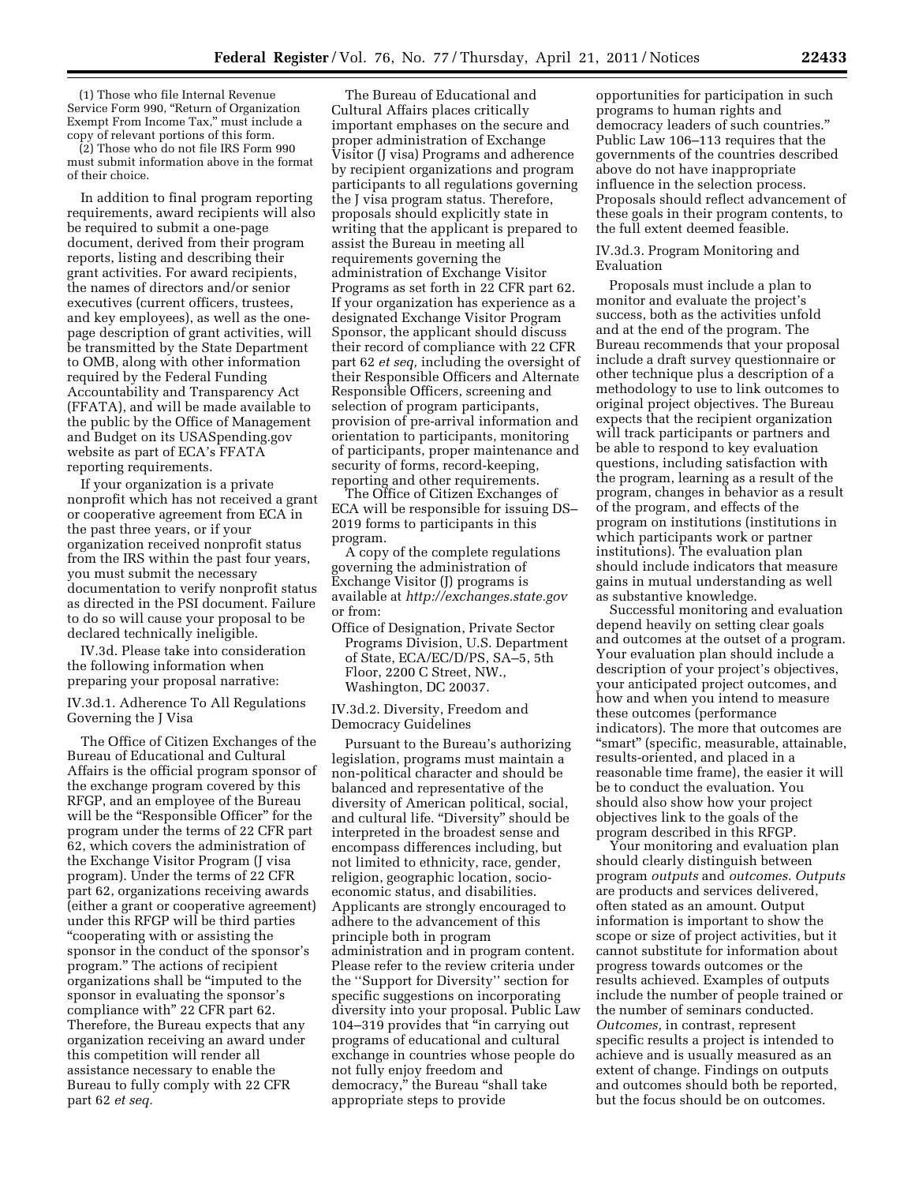(1) Those who file Internal Revenue Service Form 990, "Return of Organization Exempt From Income Tax," must include a copy of relevant portions of this form.

(2) Those who do not file IRS Form 990 must submit information above in the format of their choice.

In addition to final program reporting requirements, award recipients will also be required to submit a one-page document, derived from their program reports, listing and describing their grant activities. For award recipients, the names of directors and/or senior executives (current officers, trustees, and key employees), as well as the one-page description of grant activities, will be transmitted by the State Department to OMB, along with other information required by the Federal Funding Accountability and Transparency Act (FFATA), and will be made available to the public by the Office of Management and Budget on its USASpending.gov website as part of ECA's FFATA reporting requirements.

If your organization is a private nonprofit which has not received a grant or cooperative agreement from ECA in the past three years, or if your organization received nonprofit status from the IRS within the past four years, you must submit the necessary documentation to verify nonprofit status as directed in the PSI document. Failure to do so will cause your proposal to be declared technically ineligible.

IV.3d. Please take into consideration the following information when preparing your proposal narrative:

IV.3d.1. Adherence To All Regulations Governing the J Visa

The Office of Citizen Exchanges of the Bureau of Educational and Cultural Affairs is the official program sponsor of the exchange program covered by this RFGP, and an employee of the Bureau will be the "Responsible Officer" for the program under the terms of 22 CFR part 62, which covers the administration of the Exchange Visitor Program (J visa program). Under the terms of 22 CFR part 62, organizations receiving awards (either a grant or cooperative agreement) under this RFGP will be third parties "cooperating with or assisting the sponsor in the conduct of the sponsor's program." The actions of recipient organizations shall be "imputed to the sponsor in evaluating the sponsor's compliance with" 22 CFR part 62. Therefore, the Bureau expects that any organization receiving an award under this competition will render all assistance necessary to enable the Bureau to fully comply with 22 CFR part 62 *et seq.*

The Bureau of Educational and Cultural Affairs places critically important emphases on the secure and proper administration of Exchange Visitor (J visa) Programs and adherence by recipient organizations and program participants to all regulations governing the J visa program status. Therefore, proposals should explicitly state in writing that the applicant is prepared to assist the Bureau in meeting all requirements governing the administration of Exchange Visitor Programs as set forth in 22 CFR part 62. If your organization has experience as a designated Exchange Visitor Program Sponsor, the applicant should discuss their record of compliance with 22 CFR part 62 *et seq,* including the oversight of their Responsible Officers and Alternate Responsible Officers, screening and selection of program participants, provision of pre-arrival information and orientation to participants, monitoring of participants, proper maintenance and security of forms, record-keeping, reporting and other requirements.

The Office of Citizen Exchanges of ECA will be responsible for issuing DS–2019 forms to participants in this program.

A copy of the complete regulations governing the administration of Exchange Visitor (J) programs is available at *http://exchanges.state.gov* or from:

Office of Designation, Private Sector Programs Division, U.S. Department of State, ECA/EC/D/PS, SA–5, 5th Floor, 2200 C Street, NW., Washington, DC 20037.

IV.3d.2. Diversity, Freedom and Democracy Guidelines

Pursuant to the Bureau's authorizing legislation, programs must maintain a non-political character and should be balanced and representative of the diversity of American political, social, and cultural life. "Diversity" should be interpreted in the broadest sense and encompass differences including, but not limited to ethnicity, race, gender, religion, geographic location, socio-economic status, and disabilities. Applicants are strongly encouraged to adhere to the advancement of this principle both in program administration and in program content. Please refer to the review criteria under the ''Support for Diversity'' section for specific suggestions on incorporating diversity into your proposal. Public Law 104–319 provides that "in carrying out programs of educational and cultural exchange in countries whose people do not fully enjoy freedom and democracy," the Bureau "shall take appropriate steps to provide opportunities for participation in such programs to human rights and democracy leaders of such countries." Public Law 106–113 requires that the governments of the countries described above do not have inappropriate influence in the selection process. Proposals should reflect advancement of these goals in their program contents, to the full extent deemed feasible.

IV.3d.3. Program Monitoring and Evaluation

Proposals must include a plan to monitor and evaluate the project's success, both as the activities unfold and at the end of the program. The Bureau recommends that your proposal include a draft survey questionnaire or other technique plus a description of a methodology to use to link outcomes to original project objectives. The Bureau expects that the recipient organization will track participants or partners and be able to respond to key evaluation questions, including satisfaction with the program, learning as a result of the program, changes in behavior as a result of the program, and effects of the program on institutions (institutions in which participants work or partner institutions). The evaluation plan should include indicators that measure gains in mutual understanding as well as substantive knowledge.

Successful monitoring and evaluation depend heavily on setting clear goals and outcomes at the outset of a program. Your evaluation plan should include a description of your project's objectives, your anticipated project outcomes, and how and when you intend to measure these outcomes (performance indicators). The more that outcomes are "smart" (specific, measurable, attainable, results-oriented, and placed in a reasonable time frame), the easier it will be to conduct the evaluation. You should also show how your project objectives link to the goals of the program described in this RFGP.

Your monitoring and evaluation plan should clearly distinguish between program *outputs* and *outcomes. Outputs* are products and services delivered, often stated as an amount. Output information is important to show the scope or size of project activities, but it cannot substitute for information about progress towards outcomes or the results achieved. Examples of outputs include the number of people trained or the number of seminars conducted. *Outcomes,* in contrast, represent specific results a project is intended to achieve and is usually measured as an extent of change. Findings on outputs and outcomes should both be reported, but the focus should be on outcomes.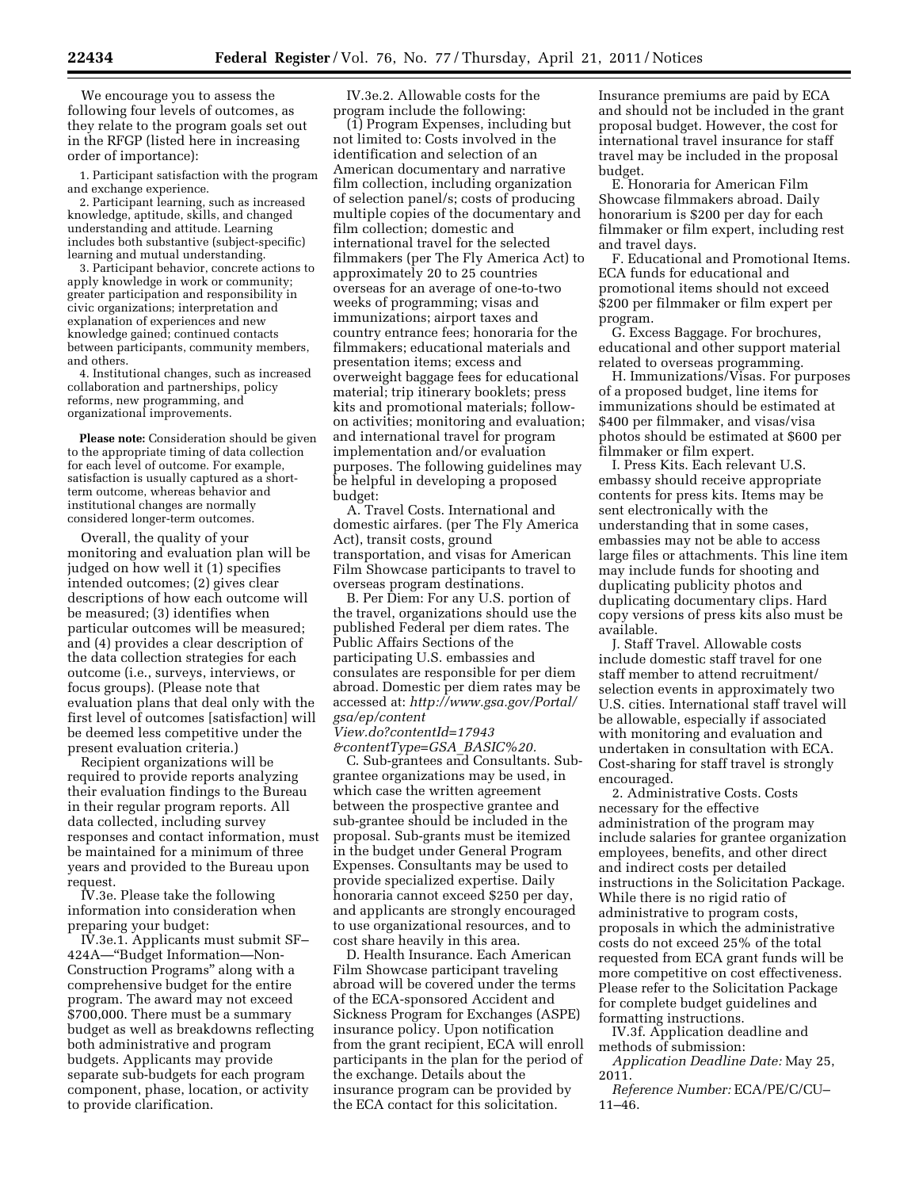We encourage you to assess the following four levels of outcomes, as they relate to the program goals set out in the RFGP (listed here in increasing order of importance):

1. Participant satisfaction with the program and exchange experience.
2. Participant learning, such as increased knowledge, aptitude, skills, and changed understanding and attitude. Learning includes both substantive (subject-specific) learning and mutual understanding.
3. Participant behavior, concrete actions to apply knowledge in work or community; greater participation and responsibility in civic organizations; interpretation and explanation of experiences and new knowledge gained; continued contacts between participants, community members, and others.
4. Institutional changes, such as increased collaboration and partnerships, policy reforms, new programming, and organizational improvements.

**Please note:** Consideration should be given to the appropriate timing of data collection for each level of outcome. For example, satisfaction is usually captured as a short-term outcome, whereas behavior and institutional changes are normally considered longer-term outcomes.

Overall, the quality of your monitoring and evaluation plan will be judged on how well it (1) specifies intended outcomes; (2) gives clear descriptions of how each outcome will be measured; (3) identifies when particular outcomes will be measured; and (4) provides a clear description of the data collection strategies for each outcome (i.e., surveys, interviews, or focus groups). (Please note that evaluation plans that deal only with the first level of outcomes [satisfaction] will be deemed less competitive under the present evaluation criteria.)

Recipient organizations will be required to provide reports analyzing their evaluation findings to the Bureau in their regular program reports. All data collected, including survey responses and contact information, must be maintained for a minimum of three years and provided to the Bureau upon request.

IV.3e. Please take the following information into consideration when preparing your budget:

IV.3e.1. Applicants must submit SF–424A—"Budget Information—Non-Construction Programs" along with a comprehensive budget for the entire program. The award may not exceed $700,000. There must be a summary budget as well as breakdowns reflecting both administrative and program budgets. Applicants may provide separate sub-budgets for each program component, phase, location, or activity to provide clarification.

IV.3e.2. Allowable costs for the program include the following:

(1) Program Expenses, including but not limited to: Costs involved in the identification and selection of an American documentary and narrative film collection, including organization of selection panel/s; costs of producing multiple copies of the documentary and film collection; domestic and international travel for the selected filmmakers (per The Fly America Act) to approximately 20 to 25 countries overseas for an average of one-to-two weeks of programming; visas and immunizations; airport taxes and country entrance fees; honoraria for the filmmakers; educational materials and presentation items; excess and overweight baggage fees for educational material; trip itinerary booklets; press kits and promotional materials; follow-on activities; monitoring and evaluation; and international travel for program implementation and/or evaluation purposes. The following guidelines may be helpful in developing a proposed budget:

A. Travel Costs. International and domestic airfares. (per The Fly America Act), transit costs, ground transportation, and visas for American Film Showcase participants to travel to overseas program destinations.

B. Per Diem: For any U.S. portion of the travel, organizations should use the published Federal per diem rates. The Public Affairs Sections of the participating U.S. embassies and consulates are responsible for per diem abroad. Domestic per diem rates may be accessed at: *http://www.gsa.gov/Portal/gsa/ep/contentView.do?contentId=17943&contentType=GSA_BASIC%20.*

C. Sub-grantees and Consultants. Sub-grantee organizations may be used, in which case the written agreement between the prospective grantee and sub-grantee should be included in the proposal. Sub-grants must be itemized in the budget under General Program Expenses. Consultants may be used to provide specialized expertise. Daily honoraria cannot exceed $250 per day, and applicants are strongly encouraged to use organizational resources, and to cost share heavily in this area.

D. Health Insurance. Each American Film Showcase participant traveling abroad will be covered under the terms of the ECA-sponsored Accident and Sickness Program for Exchanges (ASPE) insurance policy. Upon notification from the grant recipient, ECA will enroll participants in the plan for the period of the exchange. Details about the insurance program can be provided by the ECA contact for this solicitation. Insurance premiums are paid by ECA and should not be included in the grant proposal budget. However, the cost for international travel insurance for staff travel may be included in the proposal budget.

E. Honoraria for American Film Showcase filmmakers abroad. Daily honorarium is $200 per day for each filmmaker or film expert, including rest and travel days.

F. Educational and Promotional Items. ECA funds for educational and promotional items should not exceed $200 per filmmaker or film expert per program.

G. Excess Baggage. For brochures, educational and other support material related to overseas programming.

H. Immunizations/Visas. For purposes of a proposed budget, line items for immunizations should be estimated at $400 per filmmaker, and visas/visa photos should be estimated at $600 per filmmaker or film expert.

I. Press Kits. Each relevant U.S. embassy should receive appropriate contents for press kits. Items may be sent electronically with the understanding that in some cases, embassies may not be able to access large files or attachments. This line item may include funds for shooting and duplicating publicity photos and duplicating documentary clips. Hard copy versions of press kits also must be available.

J. Staff Travel. Allowable costs include domestic staff travel for one staff member to attend recruitment/selection events in approximately two U.S. cities. International staff travel will be allowable, especially if associated with monitoring and evaluation and undertaken in consultation with ECA. Cost-sharing for staff travel is strongly encouraged.

2. Administrative Costs. Costs necessary for the effective administration of the program may include salaries for grantee organization employees, benefits, and other direct and indirect costs per detailed instructions in the Solicitation Package. While there is no rigid ratio of administrative to program costs, proposals in which the administrative costs do not exceed 25% of the total requested from ECA grant funds will be more competitive on cost effectiveness. Please refer to the Solicitation Package for complete budget guidelines and formatting instructions.

IV.3f. Application deadline and methods of submission:

*Application Deadline Date:* May 25, 2011.

*Reference Number:* ECA/PE/C/CU–11–46.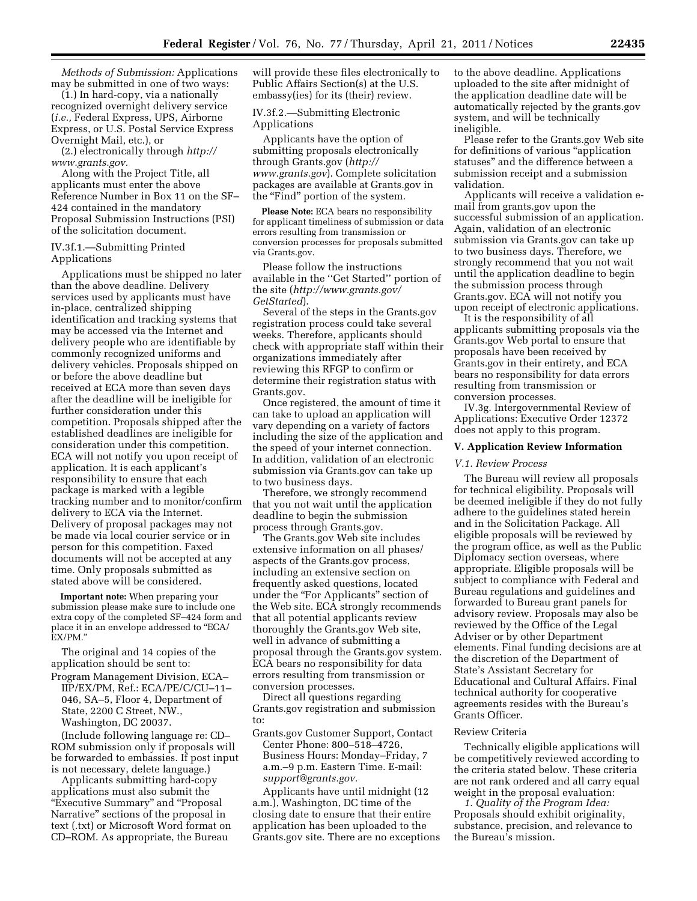*Methods of Submission:* Applications may be submitted in one of two ways:

(1.) In hard-copy, via a nationally recognized overnight delivery service (*i.e.,* Federal Express, UPS, Airborne Express, or U.S. Postal Service Express Overnight Mail, etc.), or

(2.) electronically through *http://www.grants.gov.*

Along with the Project Title, all applicants must enter the above Reference Number in Box 11 on the SF–424 contained in the mandatory Proposal Submission Instructions (PSI) of the solicitation document.

IV.3f.1.—Submitting Printed Applications

Applications must be shipped no later than the above deadline. Delivery services used by applicants must have in-place, centralized shipping identification and tracking systems that may be accessed via the Internet and delivery people who are identifiable by commonly recognized uniforms and delivery vehicles. Proposals shipped on or before the above deadline but received at ECA more than seven days after the deadline will be ineligible for further consideration under this competition. Proposals shipped after the established deadlines are ineligible for consideration under this competition. ECA will not notify you upon receipt of application. It is each applicant's responsibility to ensure that each package is marked with a legible tracking number and to monitor/confirm delivery to ECA via the Internet. Delivery of proposal packages may not be made via local courier service or in person for this competition. Faxed documents will not be accepted at any time. Only proposals submitted as stated above will be considered.

**Important note:** When preparing your submission please make sure to include one extra copy of the completed SF–424 form and place it in an envelope addressed to "ECA/EX/PM."

The original and 14 copies of the application should be sent to:

Program Management Division, ECA–IIP/EX/PM, Ref.: ECA/PE/C/CU–11–046, SA–5, Floor 4, Department of State, 2200 C Street, NW., Washington, DC 20037.

(Include following language re: CD–ROM submission only if proposals will be forwarded to embassies. If post input is not necessary, delete language.)

Applicants submitting hard-copy applications must also submit the "Executive Summary" and "Proposal Narrative" sections of the proposal in text (.txt) or Microsoft Word format on CD–ROM. As appropriate, the Bureau will provide these files electronically to Public Affairs Section(s) at the U.S. embassy(ies) for its (their) review.

IV.3f.2.—Submitting Electronic Applications

Applicants have the option of submitting proposals electronically through Grants.gov (*http://www.grants.gov*). Complete solicitation packages are available at Grants.gov in the "Find" portion of the system.

**Please Note:** ECA bears no responsibility for applicant timeliness of submission or data errors resulting from transmission or conversion processes for proposals submitted via Grants.gov.

Please follow the instructions available in the ''Get Started'' portion of the site (*http://www.grants.gov/GetStarted*).

Several of the steps in the Grants.gov registration process could take several weeks. Therefore, applicants should check with appropriate staff within their organizations immediately after reviewing this RFGP to confirm or determine their registration status with Grants.gov.

Once registered, the amount of time it can take to upload an application will vary depending on a variety of factors including the size of the application and the speed of your internet connection. In addition, validation of an electronic submission via Grants.gov can take up to two business days.

Therefore, we strongly recommend that you not wait until the application deadline to begin the submission process through Grants.gov.

The Grants.gov Web site includes extensive information on all phases/aspects of the Grants.gov process, including an extensive section on frequently asked questions, located under the "For Applicants" section of the Web site. ECA strongly recommends that all potential applicants review thoroughly the Grants.gov Web site, well in advance of submitting a proposal through the Grants.gov system. ECA bears no responsibility for data errors resulting from transmission or conversion processes.

Direct all questions regarding Grants.gov registration and submission to:

Grants.gov Customer Support, Contact Center Phone: 800–518–4726, Business Hours: Monday–Friday, 7 a.m.–9 p.m. Eastern Time. E-mail: *support@grants.gov.*

Applicants have until midnight (12 a.m.), Washington, DC time of the closing date to ensure that their entire application has been uploaded to the Grants.gov site. There are no exceptions to the above deadline. Applications uploaded to the site after midnight of the application deadline date will be automatically rejected by the grants.gov system, and will be technically ineligible.

Please refer to the Grants.gov Web site for definitions of various "application statuses" and the difference between a submission receipt and a submission validation.

Applicants will receive a validation e-mail from grants.gov upon the successful submission of an application. Again, validation of an electronic submission via Grants.gov can take up to two business days. Therefore, we strongly recommend that you not wait until the application deadline to begin the submission process through Grants.gov. ECA will not notify you upon receipt of electronic applications.

It is the responsibility of all applicants submitting proposals via the Grants.gov Web portal to ensure that proposals have been received by Grants.gov in their entirety, and ECA bears no responsibility for data errors resulting from transmission or conversion processes.

IV.3g. Intergovernmental Review of Applications: Executive Order 12372 does not apply to this program.

## V. Application Review Information

### *V.1. Review Process*

The Bureau will review all proposals for technical eligibility. Proposals will be deemed ineligible if they do not fully adhere to the guidelines stated herein and in the Solicitation Package. All eligible proposals will be reviewed by the program office, as well as the Public Diplomacy section overseas, where appropriate. Eligible proposals will be subject to compliance with Federal and Bureau regulations and guidelines and forwarded to Bureau grant panels for advisory review. Proposals may also be reviewed by the Office of the Legal Adviser or by other Department elements. Final funding decisions are at the discretion of the Department of State's Assistant Secretary for Educational and Cultural Affairs. Final technical authority for cooperative agreements resides with the Bureau's Grants Officer.

Review Criteria

Technically eligible applications will be competitively reviewed according to the criteria stated below. These criteria are not rank ordered and all carry equal weight in the proposal evaluation:

*1. Quality of the Program Idea:* Proposals should exhibit originality, substance, precision, and relevance to the Bureau's mission.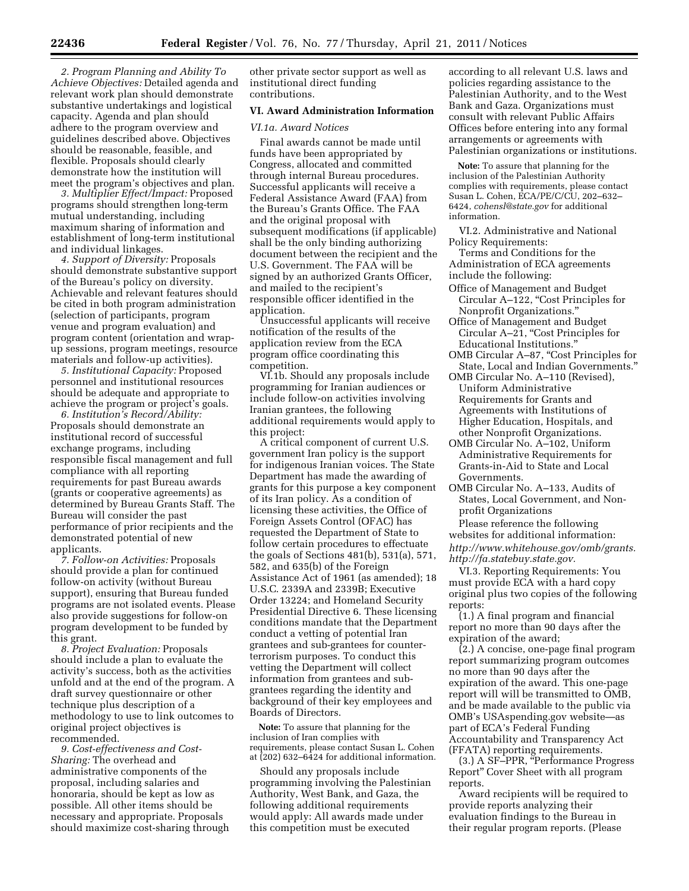*2. Program Planning and Ability To Achieve Objectives:* Detailed agenda and relevant work plan should demonstrate substantive undertakings and logistical capacity. Agenda and plan should adhere to the program overview and guidelines described above. Objectives should be reasonable, feasible, and flexible. Proposals should clearly demonstrate how the institution will meet the program's objectives and plan.

*3. Multiplier Effect/Impact:* Proposed programs should strengthen long-term mutual understanding, including maximum sharing of information and establishment of long-term institutional and individual linkages.

*4. Support of Diversity:* Proposals should demonstrate substantive support of the Bureau's policy on diversity. Achievable and relevant features should be cited in both program administration (selection of participants, program venue and program evaluation) and program content (orientation and wrap-up sessions, program meetings, resource materials and follow-up activities).

*5. Institutional Capacity:* Proposed personnel and institutional resources should be adequate and appropriate to achieve the program or project's goals.

*6. Institution's Record/Ability:* Proposals should demonstrate an institutional record of successful exchange programs, including responsible fiscal management and full compliance with all reporting requirements for past Bureau awards (grants or cooperative agreements) as determined by Bureau Grants Staff. The Bureau will consider the past performance of prior recipients and the demonstrated potential of new applicants.

*7. Follow-on Activities:* Proposals should provide a plan for continued follow-on activity (without Bureau support), ensuring that Bureau funded programs are not isolated events. Please also provide suggestions for follow-on program development to be funded by this grant.

*8. Project Evaluation:* Proposals should include a plan to evaluate the activity's success, both as the activities unfold and at the end of the program. A draft survey questionnaire or other technique plus description of a methodology to use to link outcomes to original project objectives is recommended.

*9. Cost-effectiveness and Cost-Sharing:* The overhead and administrative components of the proposal, including salaries and honoraria, should be kept as low as possible. All other items should be necessary and appropriate. Proposals should maximize cost-sharing through other private sector support as well as institutional direct funding contributions.

## VI. Award Administration Information

*VI.1a. Award Notices*

Final awards cannot be made until funds have been appropriated by Congress, allocated and committed through internal Bureau procedures. Successful applicants will receive a Federal Assistance Award (FAA) from the Bureau's Grants Office. The FAA and the original proposal with subsequent modifications (if applicable) shall be the only binding authorizing document between the recipient and the U.S. Government. The FAA will be signed by an authorized Grants Officer, and mailed to the recipient's responsible officer identified in the application.

Unsuccessful applicants will receive notification of the results of the application review from the ECA program office coordinating this competition.

VI.1b. Should any proposals include programming for Iranian audiences or include follow-on activities involving Iranian grantees, the following additional requirements would apply to this project:

A critical component of current U.S. government Iran policy is the support for indigenous Iranian voices. The State Department has made the awarding of grants for this purpose a key component of its Iran policy. As a condition of licensing these activities, the Office of Foreign Assets Control (OFAC) has requested the Department of State to follow certain procedures to effectuate the goals of Sections 481(b), 531(a), 571, 582, and 635(b) of the Foreign Assistance Act of 1961 (as amended); 18 U.S.C. 2339A and 2339B; Executive Order 13224; and Homeland Security Presidential Directive 6. These licensing conditions mandate that the Department conduct a vetting of potential Iran grantees and sub-grantees for counter-terrorism purposes. To conduct this vetting the Department will collect information from grantees and sub-grantees regarding the identity and background of their key employees and Boards of Directors.

**Note:** To assure that planning for the inclusion of Iran complies with requirements, please contact Susan L. Cohen at (202) 632–6424 for additional information.

Should any proposals include programming involving the Palestinian Authority, West Bank, and Gaza, the following additional requirements would apply: All awards made under this competition must be executed according to all relevant U.S. laws and policies regarding assistance to the Palestinian Authority, and to the West Bank and Gaza. Organizations must consult with relevant Public Affairs Offices before entering into any formal arrangements or agreements with Palestinian organizations or institutions.

**Note:** To assure that planning for the inclusion of the Palestinian Authority complies with requirements, please contact Susan L. Cohen, ECA/PE/C/CU, 202–632–6424, *cohensl@state.gov* for additional information.

VI.2. Administrative and National Policy Requirements:

Terms and Conditions for the Administration of ECA agreements include the following:

- Office of Management and Budget Circular A–122, "Cost Principles for Nonprofit Organizations."
- Office of Management and Budget Circular A–21, "Cost Principles for Educational Institutions."
- OMB Circular A–87, "Cost Principles for State, Local and Indian Governments."
- OMB Circular No. A–110 (Revised), Uniform Administrative Requirements for Grants and Agreements with Institutions of Higher Education, Hospitals, and other Nonprofit Organizations.
- OMB Circular No. A–102, Uniform Administrative Requirements for Grants-in-Aid to State and Local Governments.
- OMB Circular No. A–133, Audits of States, Local Government, and Non-profit Organizations

Please reference the following websites for additional information:

*http://www.whitehouse.gov/omb/grants. http://fa.statebuy.state.gov.*

VI.3. Reporting Requirements: You must provide ECA with a hard copy original plus two copies of the following reports:

(1.) A final program and financial report no more than 90 days after the expiration of the award;

(2.) A concise, one-page final program report summarizing program outcomes no more than 90 days after the expiration of the award. This one-page report will will be transmitted to OMB, and be made available to the public via OMB's USAspending.gov website—as part of ECA's Federal Funding Accountability and Transparency Act (FFATA) reporting requirements.

(3.) A SF–PPR, "Performance Progress Report" Cover Sheet with all program reports.

Award recipients will be required to provide reports analyzing their evaluation findings to the Bureau in their regular program reports. (Please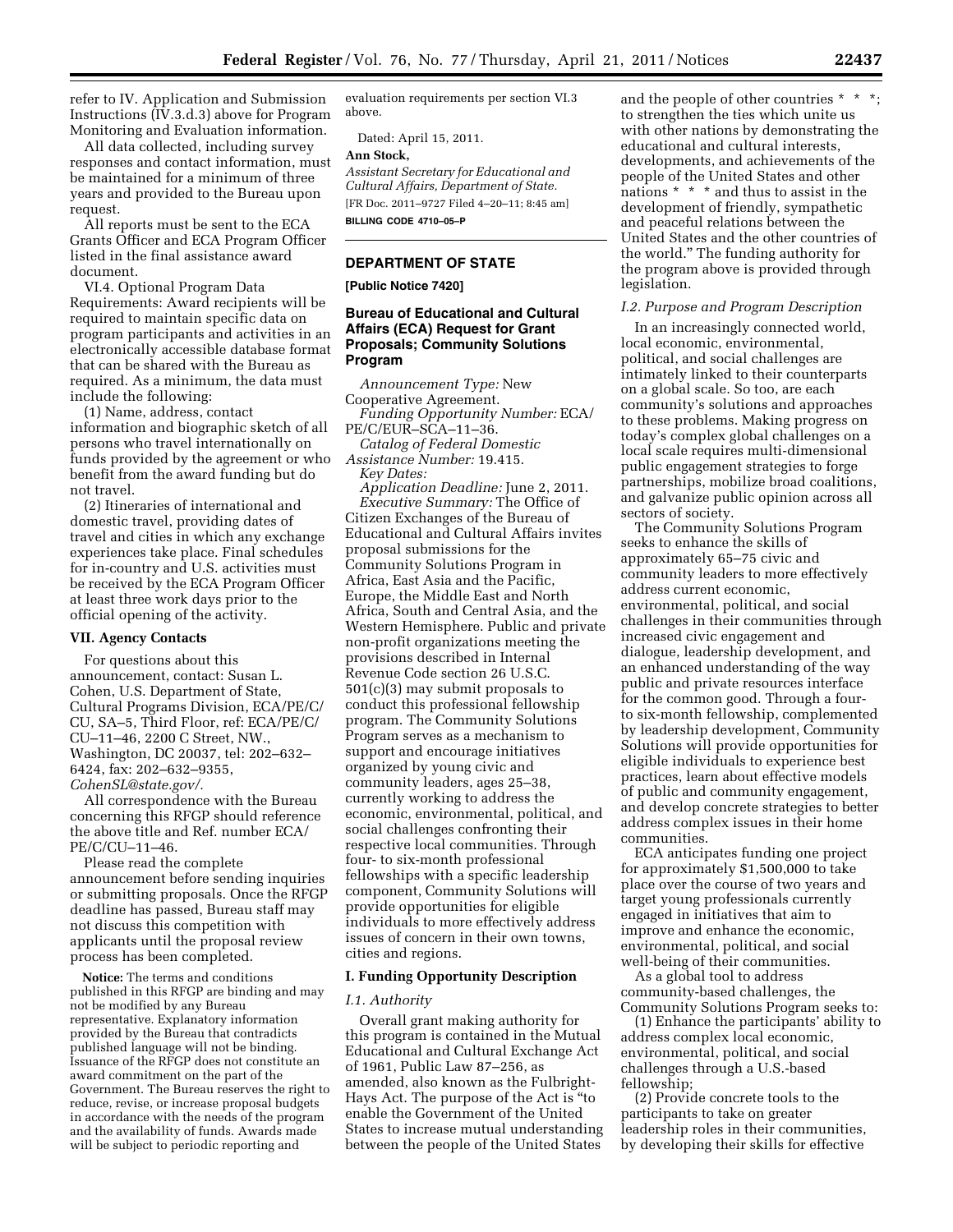refer to IV. Application and Submission Instructions (IV.3.d.3) above for Program Monitoring and Evaluation information.

All data collected, including survey responses and contact information, must be maintained for a minimum of three years and provided to the Bureau upon request.

All reports must be sent to the ECA Grants Officer and ECA Program Officer listed in the final assistance award document.

VI.4. Optional Program Data Requirements: Award recipients will be required to maintain specific data on program participants and activities in an electronically accessible database format that can be shared with the Bureau as required. As a minimum, the data must include the following:

(1) Name, address, contact information and biographic sketch of all persons who travel internationally on funds provided by the agreement or who benefit from the award funding but do not travel.

(2) Itineraries of international and domestic travel, providing dates of travel and cities in which any exchange experiences take place. Final schedules for in-country and U.S. activities must be received by the ECA Program Officer at least three work days prior to the official opening of the activity.

### VII. Agency Contacts

For questions about this announcement, contact: Susan L. Cohen, U.S. Department of State, Cultural Programs Division, ECA/PE/C/CU, SA–5, Third Floor, ref: ECA/PE/C/CU–11–46, 2200 C Street, NW., Washington, DC 20037, tel: 202–632–6424, fax: 202–632–9355, *CohenSL@state.gov/.*

All correspondence with the Bureau concerning this RFGP should reference the above title and Ref. number ECA/PE/C/CU–11–46.

Please read the complete announcement before sending inquiries or submitting proposals. Once the RFGP deadline has passed, Bureau staff may not discuss this competition with applicants until the proposal review process has been completed.

**Notice:** The terms and conditions published in this RFGP are binding and may not be modified by any Bureau representative. Explanatory information provided by the Bureau that contradicts published language will not be binding. Issuance of the RFGP does not constitute an award commitment on the part of the Government. The Bureau reserves the right to reduce, revise, or increase proposal budgets in accordance with the needs of the program and the availability of funds. Awards made will be subject to periodic reporting and evaluation requirements per section VI.3 above.

Dated: April 15, 2011.

**Ann Stock,**

*Assistant Secretary for Educational and Cultural Affairs, Department of State.*

[FR Doc. 2011–9727 Filed 4–20–11; 8:45 am]

**BILLING CODE 4710–05–P**

## DEPARTMENT OF STATE

**[Public Notice 7420]**

## Bureau of Educational and Cultural Affairs (ECA) Request for Grant Proposals; Community Solutions Program

*Announcement Type:* New Cooperative Agreement.

*Funding Opportunity Number:* ECA/PE/C/EUR–SCA–11–36.

*Catalog of Federal Domestic Assistance Number:* 19.415.

*Key Dates:*

*Application Deadline:* June 2, 2011.

*Executive Summary:* The Office of Citizen Exchanges of the Bureau of Educational and Cultural Affairs invites proposal submissions for the Community Solutions Program in Africa, East Asia and the Pacific, Europe, the Middle East and North Africa, South and Central Asia, and the Western Hemisphere. Public and private non-profit organizations meeting the provisions described in Internal Revenue Code section 26 U.S.C. 501(c)(3) may submit proposals to conduct this professional fellowship program. The Community Solutions Program serves as a mechanism to support and encourage initiatives organized by young civic and community leaders, ages 25–38, currently working to address the economic, environmental, political, and social challenges confronting their respective local communities. Through four- to six-month professional fellowships with a specific leadership component, Community Solutions will provide opportunities for eligible individuals to more effectively address issues of concern in their own towns, cities and regions.

### I. Funding Opportunity Description

*I.1. Authority*

Overall grant making authority for this program is contained in the Mutual Educational and Cultural Exchange Act of 1961, Public Law 87–256, as amended, also known as the Fulbright-Hays Act. The purpose of the Act is "to enable the Government of the United States to increase mutual understanding between the people of the United States and the people of other countries * * *; to strengthen the ties which unite us with other nations by demonstrating the educational and cultural interests, developments, and achievements of the people of the United States and other nations * * * and thus to assist in the development of friendly, sympathetic and peaceful relations between the United States and the other countries of the world." The funding authority for the program above is provided through legislation.

*I.2. Purpose and Program Description*

In an increasingly connected world, local economic, environmental, political, and social challenges are intimately linked to their counterparts on a global scale. So too, are each community's solutions and approaches to these problems. Making progress on today's complex global challenges on a local scale requires multi-dimensional public engagement strategies to forge partnerships, mobilize broad coalitions, and galvanize public opinion across all sectors of society.

The Community Solutions Program seeks to enhance the skills of approximately 65–75 civic and community leaders to more effectively address current economic, environmental, political, and social challenges in their communities through increased civic engagement and dialogue, leadership development, and an enhanced understanding of the way public and private resources interface for the common good. Through a four- to six-month fellowship, complemented by leadership development, Community Solutions will provide opportunities for eligible individuals to experience best practices, learn about effective models of public and community engagement, and develop concrete strategies to better address complex issues in their home communities.

ECA anticipates funding one project for approximately $1,500,000 to take place over the course of two years and target young professionals currently engaged in initiatives that aim to improve and enhance the economic, environmental, political, and social well-being of their communities.

As a global tool to address community-based challenges, the Community Solutions Program seeks to:

(1) Enhance the participants' ability to address complex local economic, environmental, political, and social challenges through a U.S.-based fellowship;

(2) Provide concrete tools to the participants to take on greater leadership roles in their communities, by developing their skills for effective